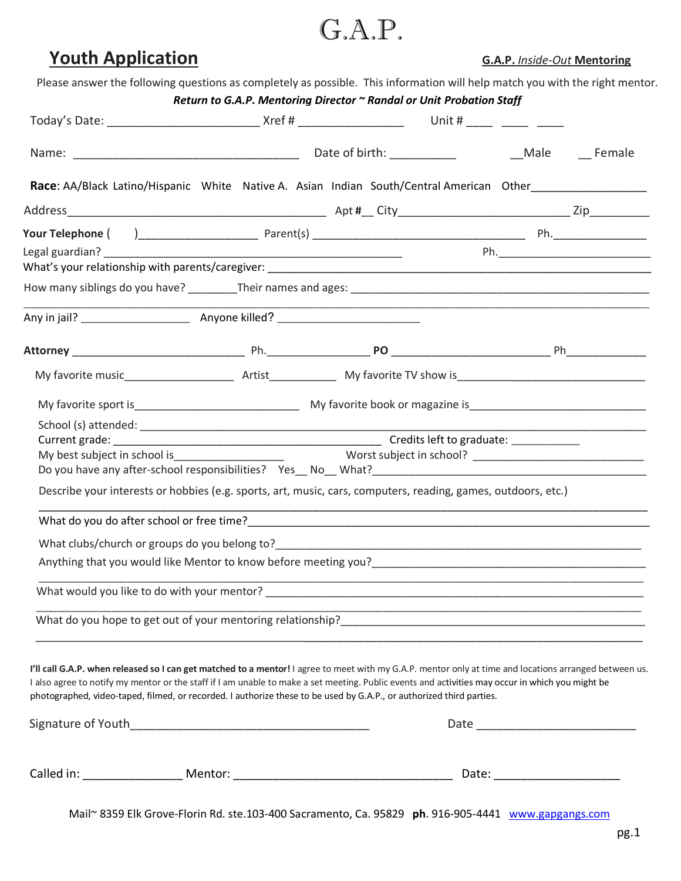# G.A.P.

## Youth Application

**G.A.P.** ***Inside-Out*** **Mentoring**

Please answer the following questions as completely as possible. This information will help match you with the right mentor.

***Return to G.A.P. Mentoring Director ~ Randal or Unit Probation Staff***

Today's Date: ______________________ Xref # ________________ Unit # ____ ____ ____

Name: ___________________________________ Date of birth: __________ __Male __ Female

**Race**: AA/Black Latino/Hispanic White Native A. Asian Indian South/Central American Other__________________

Address_________________________________________ Apt **#**__ City___________________________ Zip_________

**Your Telephone** (     )__________________ Parent(s) _________________________________ Ph._______________

Legal guardian? _____________________________________________ Ph.________________________

What's your relationship with parents/caregiver: _______________________________________________________________

How many siblings do you have? ________Their names and ages: ______________________________________________

_____________________________________________________________________________________________

Any in jail? _________________ Anyone killed? ______________________

**Attorney** ___________________________ Ph.________________ **PO** _________________________ Ph_____________

My favorite music__________________ Artist___________ My favorite TV show is______________________________

My favorite sport is__________________________ My favorite book or magazine is____________________________

School (s) attended: _________________________________________________________________________________

Current grade: ___________________________________________ Credits left to graduate: ___________

My best subject in school is__________________ Worst subject in school? ___________________________

Do you have any after-school responsibilities? Yes__ No__ What?_____________________________________________

Describe your interests or hobbies (e.g. sports, art, music, cars, computers, reading, games, outdoors, etc.)

_____________________________________________________________________________________________

What do you do after school or free time?_________________________________________________________________

What clubs/church or groups do you belong to?____________________________________________________________

Anything that you would like Mentor to know before meeting you?_____________________________________________

_____________________________________________________________________________________________

What would you like to do with your mentor? _______________________________________________________________

_____________________________________________________________________________________________

What do you hope to get out of your mentoring relationship?___________________________________________________

_____________________________________________________________________________________________

**I'll call G.A.P. when released so I can get matched to a mentor!** I agree to meet with my G.A.P. mentor only at time and locations arranged between us. I also agree to notify my mentor or the staff if I am unable to make a set meeting. Public events and activities may occur in which you might be photographed, video-taped, filmed, or recorded. I authorize these to be used by G.A.P., or authorized third parties.

Signature of Youth____________________________________ Date _______________________

Called in: _______________ Mentor: _________________________________ Date: ___________________

Mail~ 8359 Elk Grove-Florin Rd. ste.103-400 Sacramento, Ca. 95829 **ph**. 916-905-4441 www.gapgangs.com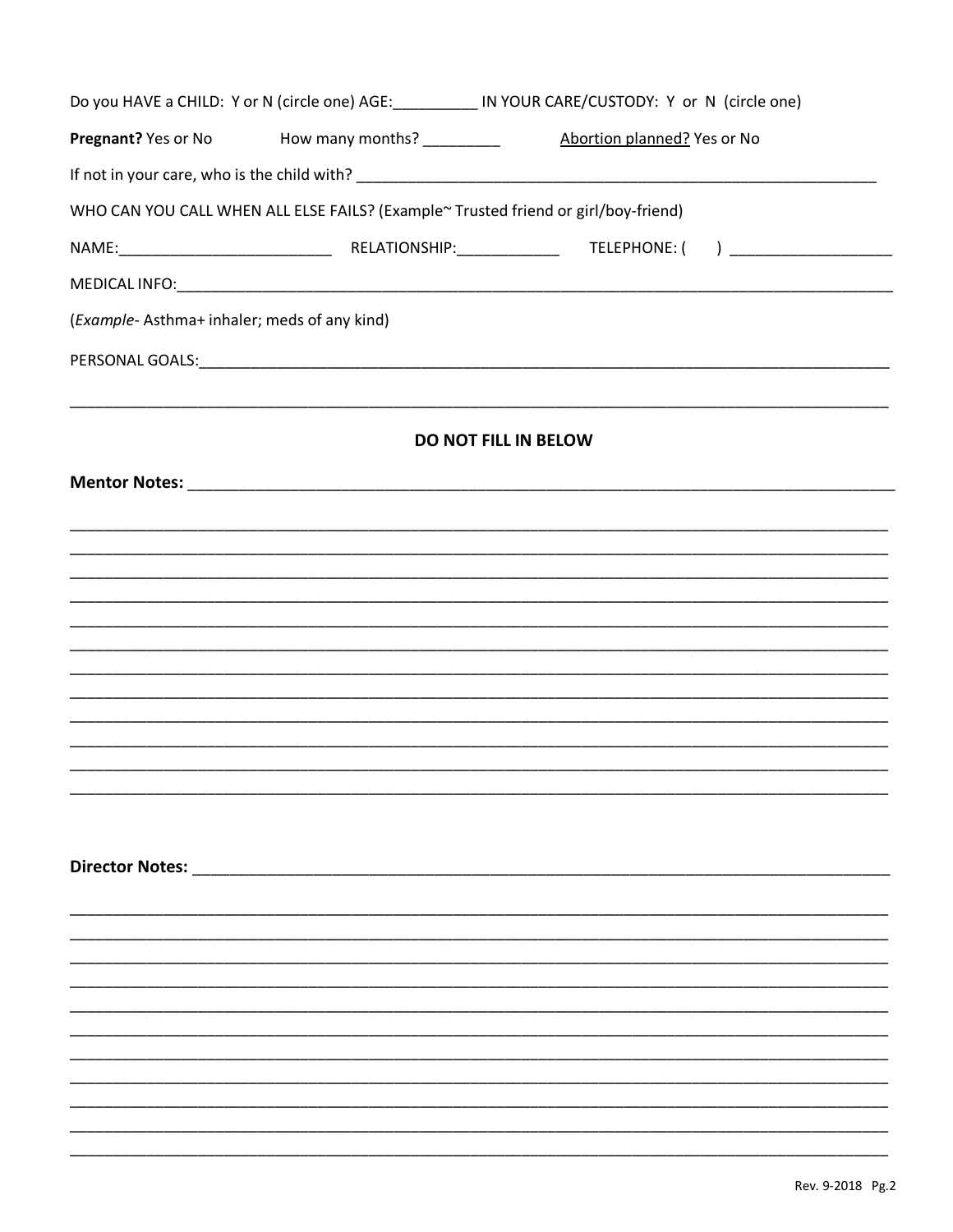Do you HAVE a CHILD: Y or N (circle one) AGE:__________ IN YOUR CARE/CUSTODY: Y or N (circle one)

**Pregnant?** Yes or No How many months? _________ Abortion planned? Yes or No

If not in your care, who is the child with? ________________________________________________________________

WHO CAN YOU CALL WHEN ALL ELSE FAILS? (Example~ Trusted friend or girl/boy-friend)

NAME:_________________________ RELATIONSHIP:____________ TELEPHONE: ( ) ___________________

MEDICAL INFO:_________________________________________________________________________________________

(*Example*- Asthma+ inhaler; meds of any kind)

PERSONAL GOALS:_______________________________________________________________________________________

_____________________________________________________________________________________________________

**DO NOT FILL IN BELOW**

**Mentor Notes:** _____________________________________________________________________________________

_____________________________________________________________________________________________________

_____________________________________________________________________________________________________

_____________________________________________________________________________________________________

_____________________________________________________________________________________________________

_____________________________________________________________________________________________________

_____________________________________________________________________________________________________

_____________________________________________________________________________________________________

_____________________________________________________________________________________________________

_____________________________________________________________________________________________________

_____________________________________________________________________________________________________

_____________________________________________________________________________________________________

**Director Notes:** ___________________________________________________________________________________

_____________________________________________________________________________________________________

_____________________________________________________________________________________________________

_____________________________________________________________________________________________________

_____________________________________________________________________________________________________

_____________________________________________________________________________________________________

_____________________________________________________________________________________________________

_____________________________________________________________________________________________________

_____________________________________________________________________________________________________

_____________________________________________________________________________________________________

_____________________________________________________________________________________________________

Rev. 9-2018